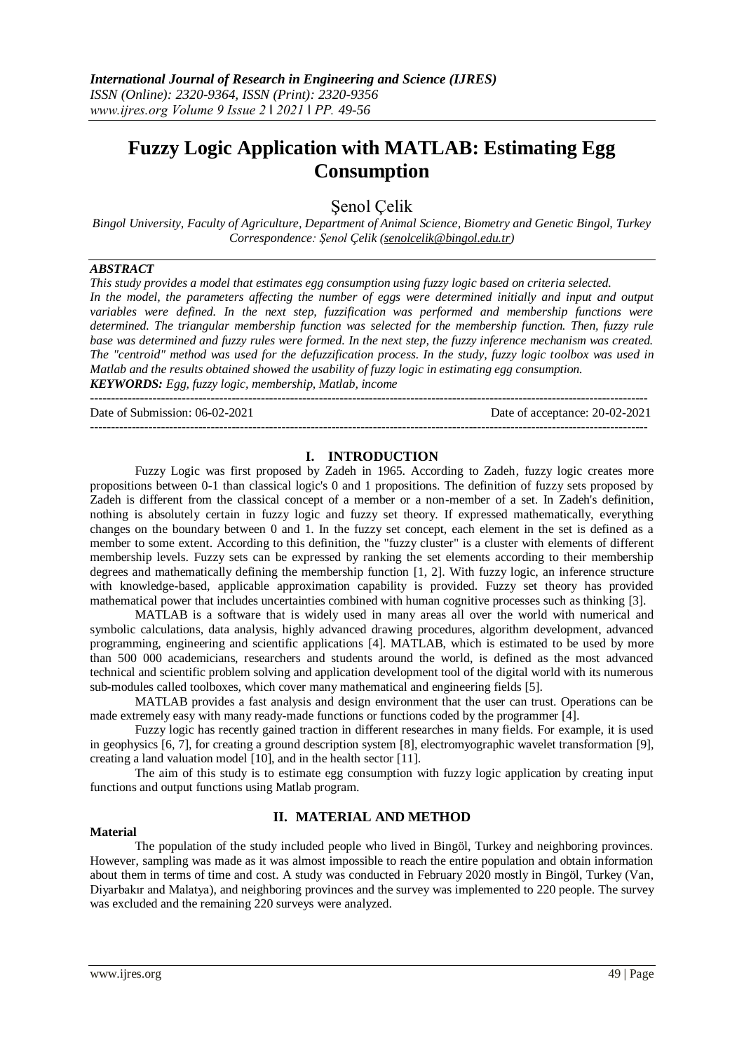# Fuzzy Logic Application with MATLAB: Estimating Egg Consumption

Şenol Çelik

*Bingol University, Faculty of Agriculture, Department of Animal Science, Biometry and Genetic Bingol, Turkey*
*Correspondence: Şenol Çelik (senolcelik@bingol.edu.tr)*

***ABSTRACT***

*This study provides a model that estimates egg consumption using fuzzy logic based on criteria selected. In the model, the parameters affecting the number of eggs were determined initially and input and output variables were defined. In the next step, fuzzification was performed and membership functions were determined. The triangular membership function was selected for the membership function. Then, fuzzy rule base was determined and fuzzy rules were formed. In the next step, the fuzzy inference mechanism was created. The "centroid" method was used for the defuzzification process. In the study, fuzzy logic toolbox was used in Matlab and the results obtained showed the usability of fuzzy logic in estimating egg consumption.*

***KEYWORDS:** Egg, fuzzy logic, membership, Matlab, income*

Date of Submission: 06-02-2021 Date of acceptance: 20-02-2021

## I. INTRODUCTION

Fuzzy Logic was first proposed by Zadeh in 1965. According to Zadeh, fuzzy logic creates more propositions between 0-1 than classical logic's 0 and 1 propositions. The definition of fuzzy sets proposed by Zadeh is different from the classical concept of a member or a non-member of a set. In Zadeh's definition, nothing is absolutely certain in fuzzy logic and fuzzy set theory. If expressed mathematically, everything changes on the boundary between 0 and 1. In the fuzzy set concept, each element in the set is defined as a member to some extent. According to this definition, the "fuzzy cluster" is a cluster with elements of different membership levels. Fuzzy sets can be expressed by ranking the set elements according to their membership degrees and mathematically defining the membership function [1, 2]. With fuzzy logic, an inference structure with knowledge-based, applicable approximation capability is provided. Fuzzy set theory has provided mathematical power that includes uncertainties combined with human cognitive processes such as thinking [3].

MATLAB is a software that is widely used in many areas all over the world with numerical and symbolic calculations, data analysis, highly advanced drawing procedures, algorithm development, advanced programming, engineering and scientific applications [4]. MATLAB, which is estimated to be used by more than 500 000 academicians, researchers and students around the world, is defined as the most advanced technical and scientific problem solving and application development tool of the digital world with its numerous sub-modules called toolboxes, which cover many mathematical and engineering fields [5].

MATLAB provides a fast analysis and design environment that the user can trust. Operations can be made extremely easy with many ready-made functions or functions coded by the programmer [4].

Fuzzy logic has recently gained traction in different researches in many fields. For example, it is used in geophysics [6, 7], for creating a ground description system [8], electromyographic wavelet transformation [9], creating a land valuation model [10], and in the health sector [11].

The aim of this study is to estimate egg consumption with fuzzy logic application by creating input functions and output functions using Matlab program.

## II. MATERIAL AND METHOD

**Material**

The population of the study included people who lived in Bingöl, Turkey and neighboring provinces. However, sampling was made as it was almost impossible to reach the entire population and obtain information about them in terms of time and cost. A study was conducted in February 2020 mostly in Bingöl, Turkey (Van, Diyarbakır and Malatya), and neighboring provinces and the survey was implemented to 220 people. The survey was excluded and the remaining 220 surveys were analyzed.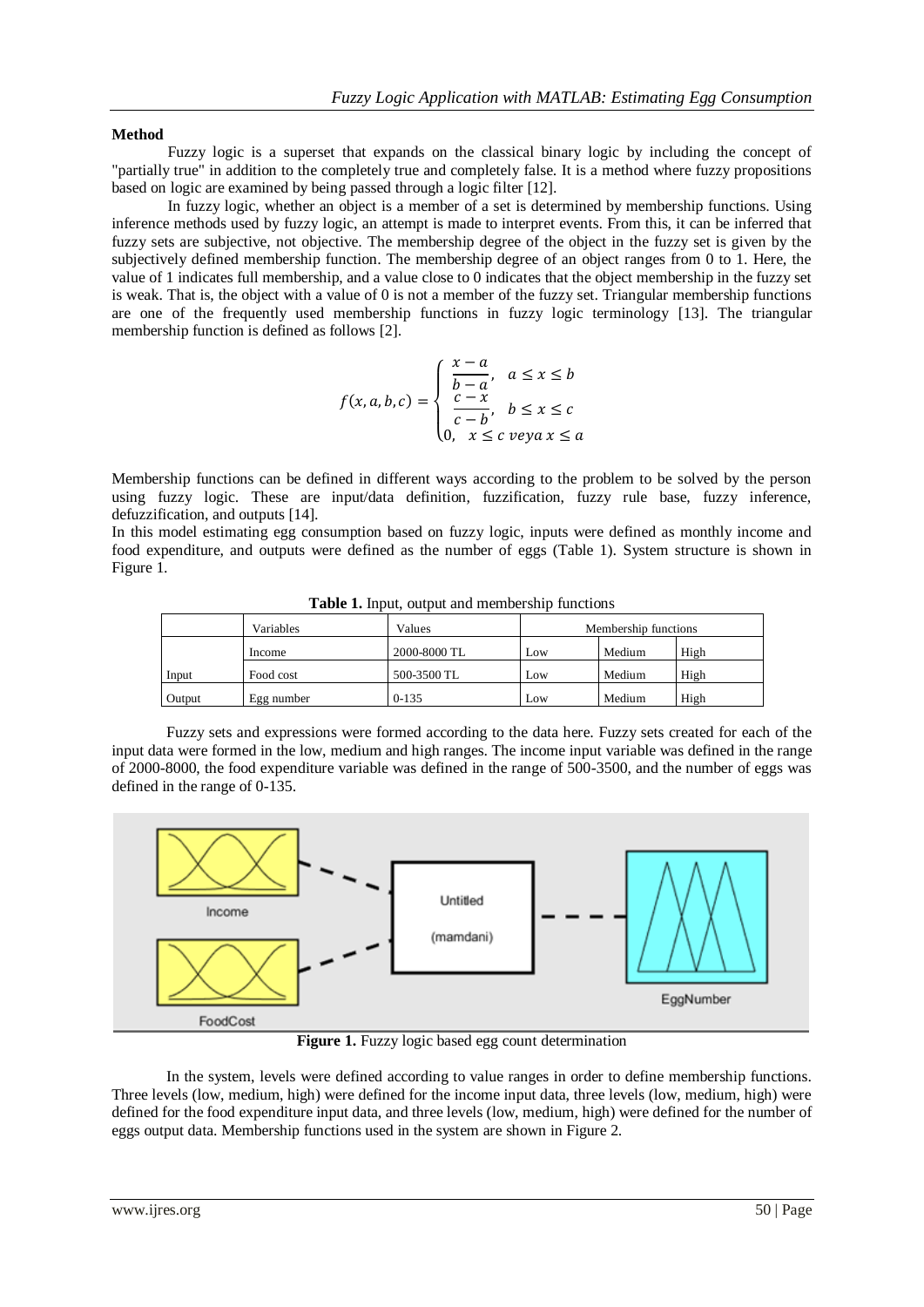**Method**

Fuzzy logic is a superset that expands on the classical binary logic by including the concept of "partially true" in addition to the completely true and completely false. It is a method where fuzzy propositions based on logic are examined by being passed through a logic filter [12].

In fuzzy logic, whether an object is a member of a set is determined by membership functions. Using inference methods used by fuzzy logic, an attempt is made to interpret events. From this, it can be inferred that fuzzy sets are subjective, not objective. The membership degree of the object in the fuzzy set is given by the subjectively defined membership function. The membership degree of an object ranges from 0 to 1. Here, the value of 1 indicates full membership, and a value close to 0 indicates that the object membership in the fuzzy set is weak. That is, the object with a value of 0 is not a member of the fuzzy set. Triangular membership functions are one of the frequently used membership functions in fuzzy logic terminology [13]. The triangular membership function is defined as follows [2].

$$f(x,a,b,c) = \begin{cases} \dfrac{x-a}{b-a}, & a \leq x \leq b \\ \dfrac{c-x}{c-b}, & b \leq x \leq c \\ 0, & x \leq c \ veya \ x \leq a \end{cases}$$

Membership functions can be defined in different ways according to the problem to be solved by the person using fuzzy logic. These are input/data definition, fuzzification, fuzzy rule base, fuzzy inference, defuzzification, and outputs [14].

In this model estimating egg consumption based on fuzzy logic, inputs were defined as monthly income and food expenditure, and outputs were defined as the number of eggs (Table 1). System structure is shown in Figure 1.

**Table 1.** Input, output and membership functions

| | Variables | Values | Membership functions | | |
|---|---|---|---|---|---|
| | Income | 2000-8000 TL | Low | Medium | High |
| Input | Food cost | 500-3500 TL | Low | Medium | High |
| Output | Egg number | 0-135 | Low | Medium | High |

Fuzzy sets and expressions were formed according to the data here. Fuzzy sets created for each of the input data were formed in the low, medium and high ranges. The income input variable was defined in the range of 2000-8000, the food expenditure variable was defined in the range of 500-3500, and the number of eggs was defined in the range of 0-135.

**Figure 1.** Fuzzy logic based egg count determination

In the system, levels were defined according to value ranges in order to define membership functions. Three levels (low, medium, high) were defined for the income input data, three levels (low, medium, high) were defined for the food expenditure input data, and three levels (low, medium, high) were defined for the number of eggs output data. Membership functions used in the system are shown in Figure 2.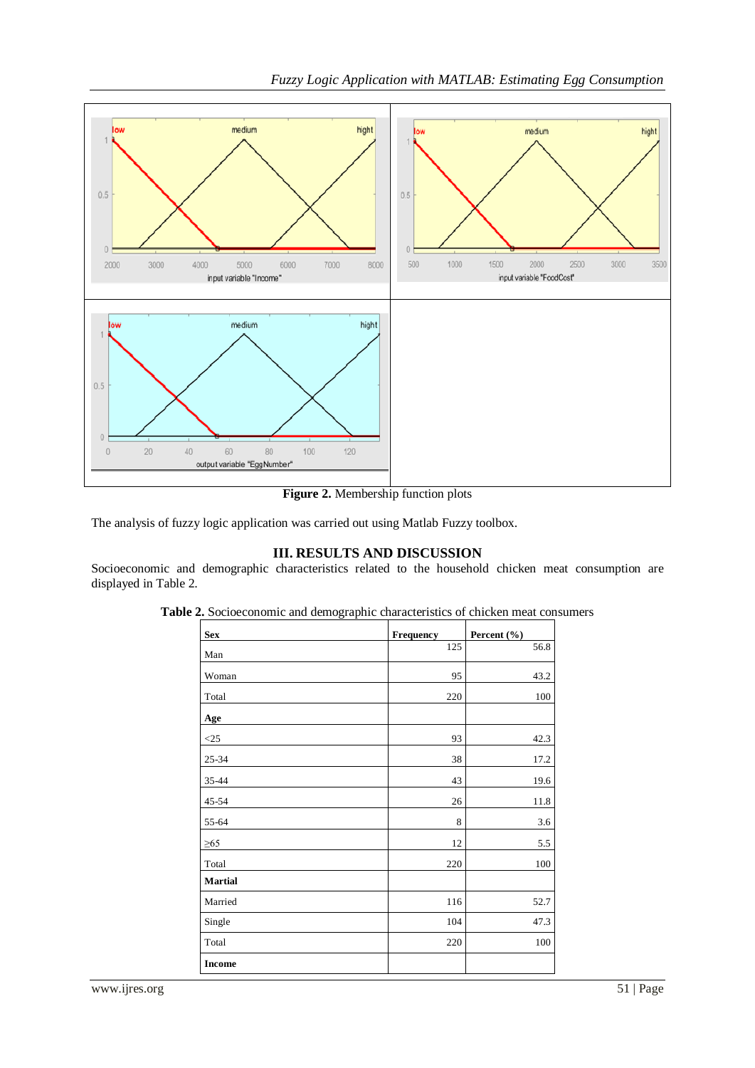**Figure 2.** Membership function plots

The analysis of fuzzy logic application was carried out using Matlab Fuzzy toolbox.

## III. RESULTS AND DISCUSSION

Socioeconomic and demographic characteristics related to the household chicken meat consumption are displayed in Table 2.

**Table 2.** Socioeconomic and demographic characteristics of chicken meat consumers

| **Sex** | **Frequency** | **Percent (%)** |
|---|---|---|
| Man | 125 | 56.8 |
| Woman | 95 | 43.2 |
| Total | 220 | 100 |
| **Age** | | |
| <25 | 93 | 42.3 |
| 25-34 | 38 | 17.2 |
| 35-44 | 43 | 19.6 |
| 45-54 | 26 | 11.8 |
| 55-64 | 8 | 3.6 |
| ≥65 | 12 | 5.5 |
| Total | 220 | 100 |
| **Martial** | | |
| Married | 116 | 52.7 |
| Single | 104 | 47.3 |
| Total | 220 | 100 |
| **Income** | | |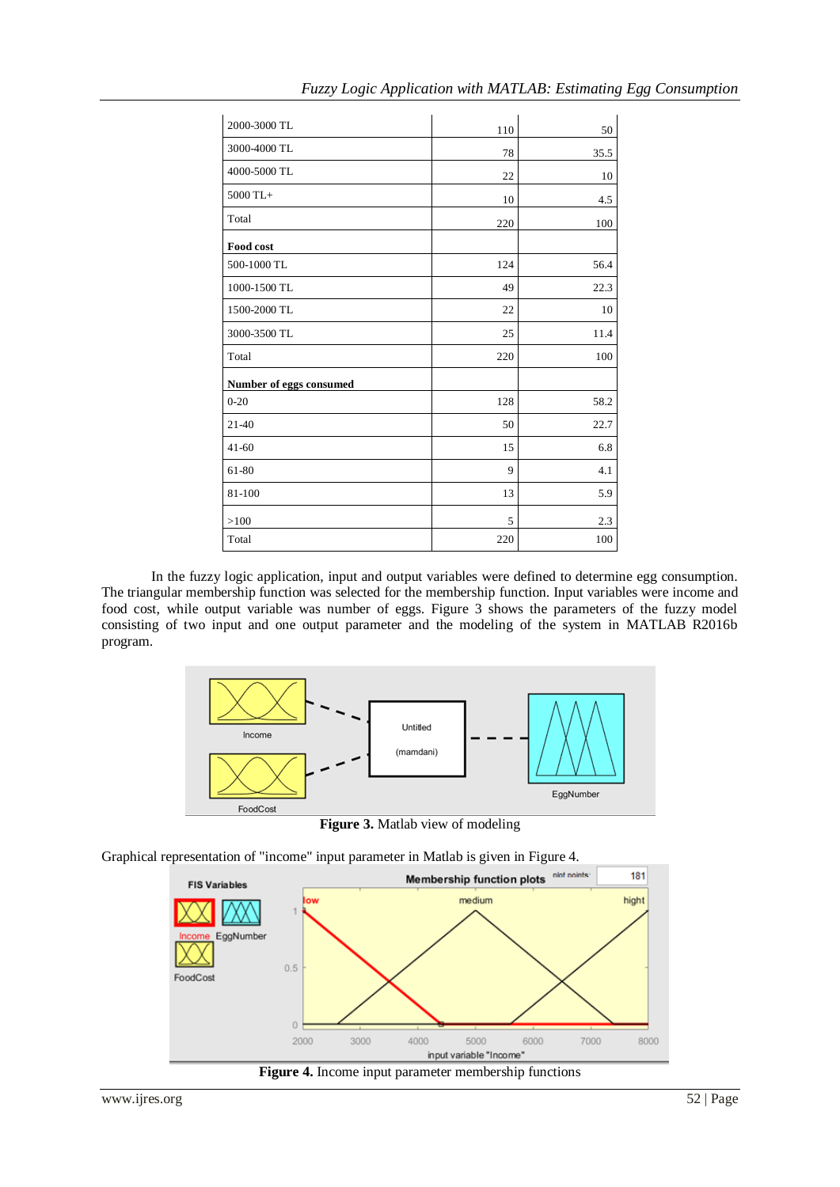| | | |
|---|---|---|
| 2000-3000 TL | 110 | 50 |
| 3000-4000 TL | 78 | 35.5 |
| 4000-5000 TL | 22 | 10 |
| 5000 TL+ | 10 | 4.5 |
| Total | 220 | 100 |
| **Food cost** | | |
| 500-1000 TL | 124 | 56.4 |
| 1000-1500 TL | 49 | 22.3 |
| 1500-2000 TL | 22 | 10 |
| 3000-3500 TL | 25 | 11.4 |
| Total | 220 | 100 |
| **Number of eggs consumed** | | |
| 0-20 | 128 | 58.2 |
| 21-40 | 50 | 22.7 |
| 41-60 | 15 | 6.8 |
| 61-80 | 9 | 4.1 |
| 81-100 | 13 | 5.9 |
| >100 | 5 | 2.3 |
| Total | 220 | 100 |

In the fuzzy logic application, input and output variables were defined to determine egg consumption. The triangular membership function was selected for the membership function. Input variables were income and food cost, while output variable was number of eggs. Figure 3 shows the parameters of the fuzzy model consisting of two input and one output parameter and the modeling of the system in MATLAB R2016b program.

**Figure 3.** Matlab view of modeling

Graphical representation of "income" input parameter in Matlab is given in Figure 4.

**Figure 4.** Income input parameter membership functions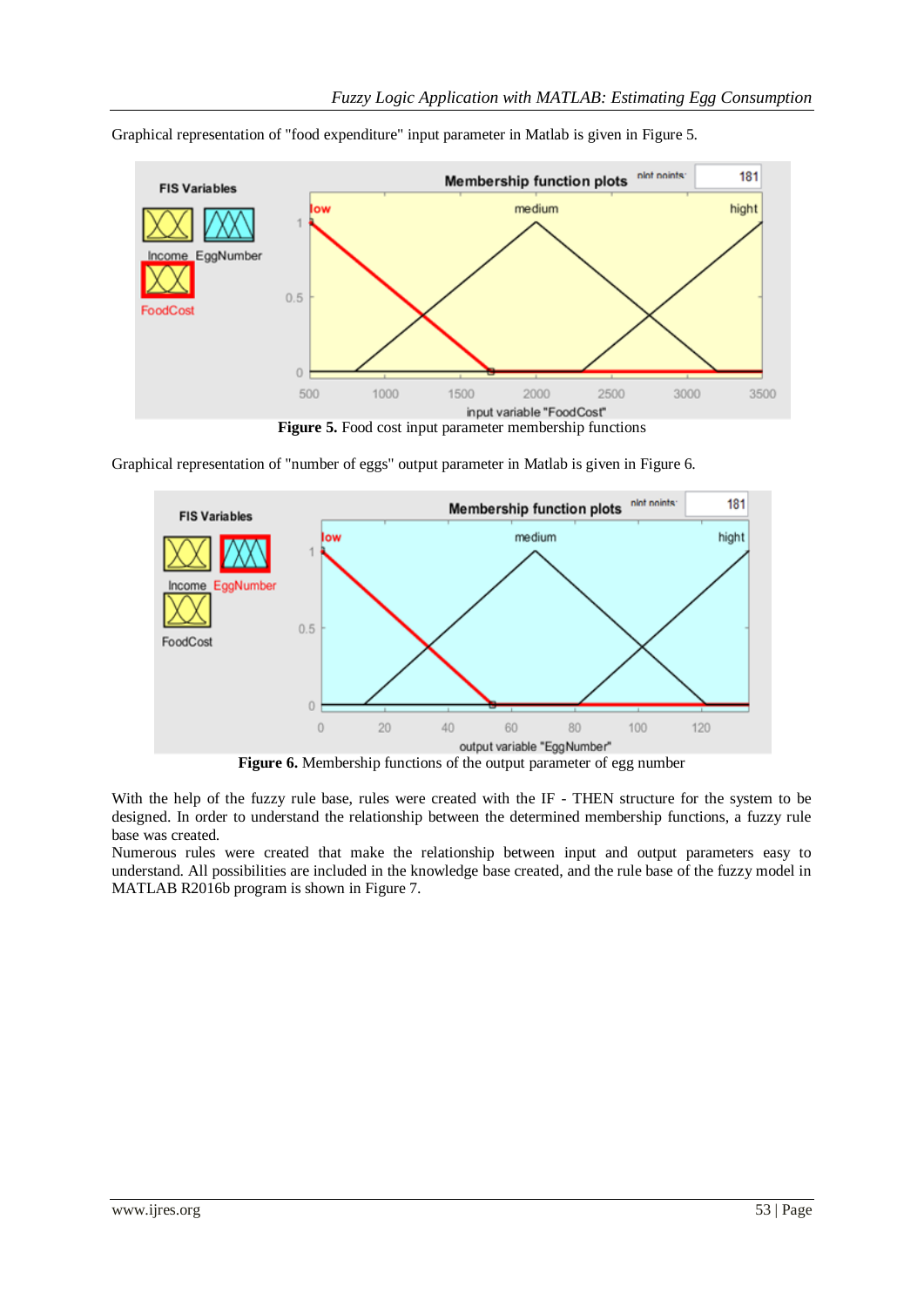Graphical representation of "food expenditure" input parameter in Matlab is given in Figure 5.

**Figure 5.** Food cost input parameter membership functions

Graphical representation of "number of eggs" output parameter in Matlab is given in Figure 6.

**Figure 6.** Membership functions of the output parameter of egg number

With the help of the fuzzy rule base, rules were created with the IF - THEN structure for the system to be designed. In order to understand the relationship between the determined membership functions, a fuzzy rule base was created.

Numerous rules were created that make the relationship between input and output parameters easy to understand. All possibilities are included in the knowledge base created, and the rule base of the fuzzy model in MATLAB R2016b program is shown in Figure 7.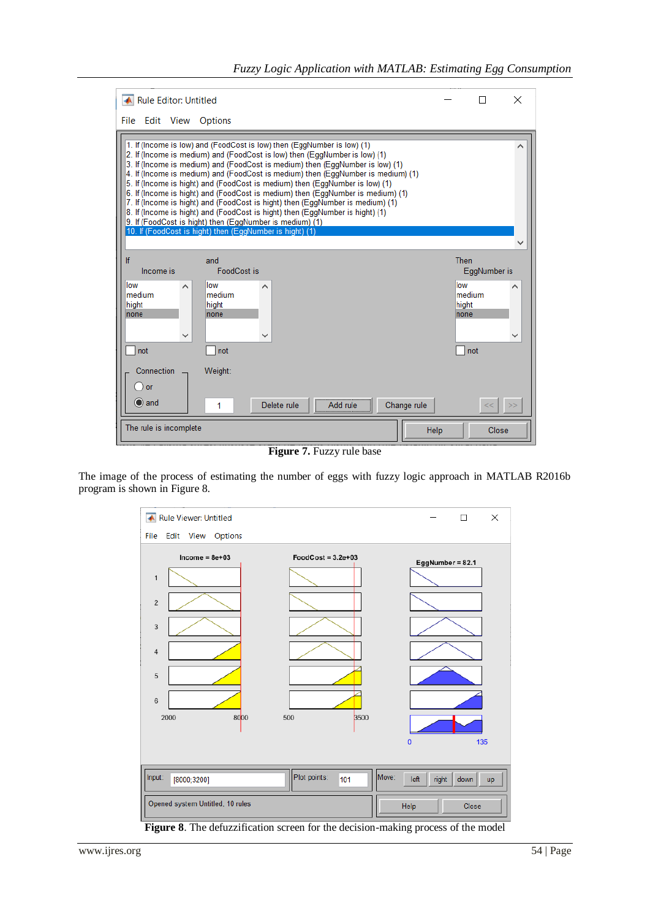Figure 7. Fuzzy rule base

The image of the process of estimating the number of eggs with fuzzy logic approach in MATLAB R2016b program is shown in Figure 8.

Figure 8. The defuzzification screen for the decision-making process of the model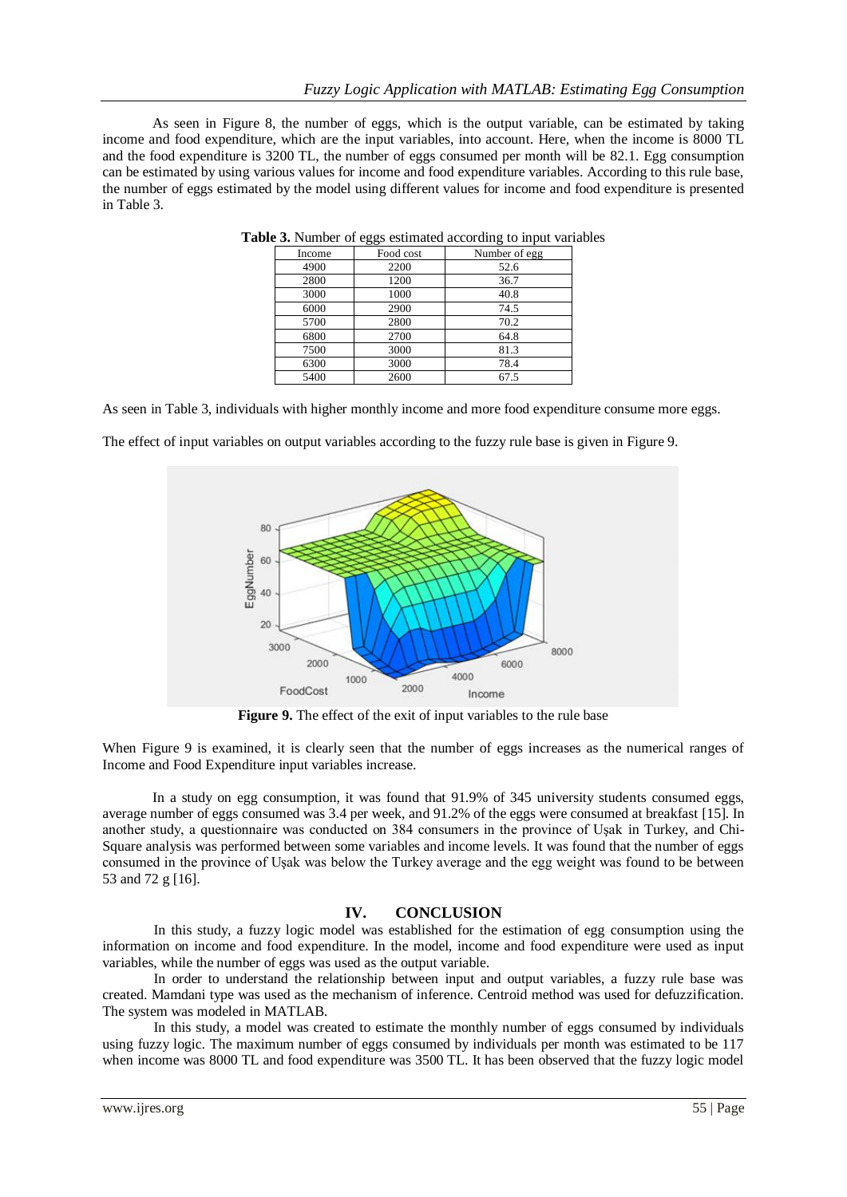As seen in Figure 8, the number of eggs, which is the output variable, can be estimated by taking income and food expenditure, which are the input variables, into account. Here, when the income is 8000 TL and the food expenditure is 3200 TL, the number of eggs consumed per month will be 82.1. Egg consumption can be estimated by using various values for income and food expenditure variables. According to this rule base, the number of eggs estimated by the model using different values for income and food expenditure is presented in Table 3.

**Table 3.** Number of eggs estimated according to input variables

| Income | Food cost | Number of egg |
|---|---|---|
| 4900 | 2200 | 52.6 |
| 2800 | 1200 | 36.7 |
| 3000 | 1000 | 40.8 |
| 6000 | 2900 | 74.5 |
| 5700 | 2800 | 70.2 |
| 6800 | 2700 | 64.8 |
| 7500 | 3000 | 81.3 |
| 6300 | 3000 | 78.4 |
| 5400 | 2600 | 67.5 |

As seen in Table 3, individuals with higher monthly income and more food expenditure consume more eggs.

The effect of input variables on output variables according to the fuzzy rule base is given in Figure 9.

**Figure 9.** The effect of the exit of input variables to the rule base

When Figure 9 is examined, it is clearly seen that the number of eggs increases as the numerical ranges of Income and Food Expenditure input variables increase.

In a study on egg consumption, it was found that 91.9% of 345 university students consumed eggs, average number of eggs consumed was 3.4 per week, and 91.2% of the eggs were consumed at breakfast [15]. In another study, a questionnaire was conducted on 384 consumers in the province of Uşak in Turkey, and Chi-Square analysis was performed between some variables and income levels. It was found that the number of eggs consumed in the province of Uşak was below the Turkey average and the egg weight was found to be between 53 and 72 g [16].

## IV. CONCLUSION

In this study, a fuzzy logic model was established for the estimation of egg consumption using the information on income and food expenditure. In the model, income and food expenditure were used as input variables, while the number of eggs was used as the output variable.

In order to understand the relationship between input and output variables, a fuzzy rule base was created. Mamdani type was used as the mechanism of inference. Centroid method was used for defuzzification. The system was modeled in MATLAB.

In this study, a model was created to estimate the monthly number of eggs consumed by individuals using fuzzy logic. The maximum number of eggs consumed by individuals per month was estimated to be 117 when income was 8000 TL and food expenditure was 3500 TL. It has been observed that the fuzzy logic model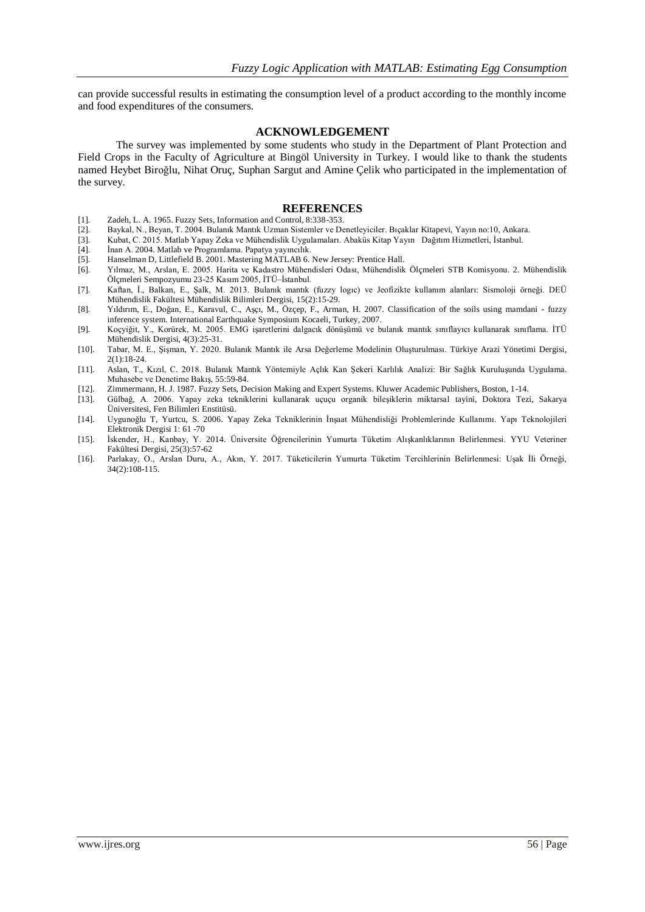can provide successful results in estimating the consumption level of a product according to the monthly income and food expenditures of the consumers.

## ACKNOWLEDGEMENT

The survey was implemented by some students who study in the Department of Plant Protection and Field Crops in the Faculty of Agriculture at Bingöl University in Turkey. I would like to thank the students named Heybet Biroğlu, Nihat Oruç, Suphan Sargut and Amine Çelik who participated in the implementation of the survey.

## REFERENCES

[1]. Zadeh, L. A. 1965. Fuzzy Sets, Information and Control, 8:338-353.

[2]. Baykal, N., Beyan, T. 2004. Bulanık Mantık Uzman Sistemler ve Denetleyiciler. Bıçaklar Kitapevi, Yayın no:10, Ankara.

[3]. Kubat, C. 2015. Matlab Yapay Zeka ve Mühendislik Uygulamaları. Abaküs Kitap Yayın Dağıtım Hizmetleri, İstanbul.

[4]. İnan A. 2004. Matlab ve Programlama. Papatya yayıncılık.

[5]. Hanselman D, Littlefield B. 2001. Mastering MATLAB 6. New Jersey: Prentice Hall.

[6]. Yılmaz, M., Arslan, E. 2005. Harita ve Kadastro Mühendisleri Odası, Mühendislik Ölçmeleri STB Komisyonu. 2. Mühendislik Ölçmeleri Sempozyumu 23-25 Kasım 2005, İTÜ–İstanbul.

[7]. Kaftan, İ., Balkan, E., Şalk, M. 2013. Bulanık mantık (fuzzy logıc) ve Jeofizikte kullanım alanları: Sismoloji örneği. DEÜ Mühendislik Fakültesi Mühendislik Bilimleri Dergisi, 15(2):15-29.

[8]. Yıldırım, E., Doğan, E., Karavul, C., Aşçı, M., Özçep, F., Arman, H. 2007. Classification of the soils using mamdani - fuzzy inference system. International Earthquake Symposium Kocaeli, Turkey, 2007.

[9]. Koçyiğit, Y., Korürek, M. 2005. EMG işaretlerini dalgacık dönüşümü ve bulanık mantık sınıflayıcı kullanarak sınıflama. İTÜ Mühendislik Dergisi, 4(3):25-31.

[10]. Tabar, M. E., Şişman, Y. 2020. Bulanık Mantık ile Arsa Değerleme Modelinin Oluşturulması. Türkiye Arazi Yönetimi Dergisi, 2(1):18-24.

[11]. Aslan, T., Kızıl, C. 2018. Bulanık Mantık Yöntemiyle Açlık Kan Şekeri Karlılık Analizi: Bir Sağlık Kuruluşunda Uygulama. Muhasebe ve Denetime Bakış, 55:59-84.

[12]. Zimmermann, H. J. 1987. Fuzzy Sets, Decision Making and Expert Systems. Kluwer Academic Publishers, Boston, 1-14.

[13]. Gülbağ, A. 2006. Yapay zeka tekniklerini kullanarak uçuçu organik bileşiklerin miktarsal tayini, Doktora Tezi, Sakarya Üniversitesi, Fen Bilimleri Enstitüsü.

[14]. Uygunoğlu T, Yurtcu, S. 2006. Yapay Zeka Tekniklerinin İnşaat Mühendisliği Problemlerinde Kullanımı. Yapı Teknolojileri Elektronik Dergisi 1: 61 -70

[15]. İskender, H., Kanbay, Y. 2014. Üniversite Öğrencilerinin Yumurta Tüketim Alışkanlıklarının Belirlenmesi. YYU Veteriner Fakültesi Dergisi, 25(3):57-62

[16]. Parlakay, O., Arslan Duru, A., Akın, Y. 2017. Tüketicilerin Yumurta Tüketim Tercihlerinin Belirlenmesi: Uşak İli Örneği, 34(2):108-115.